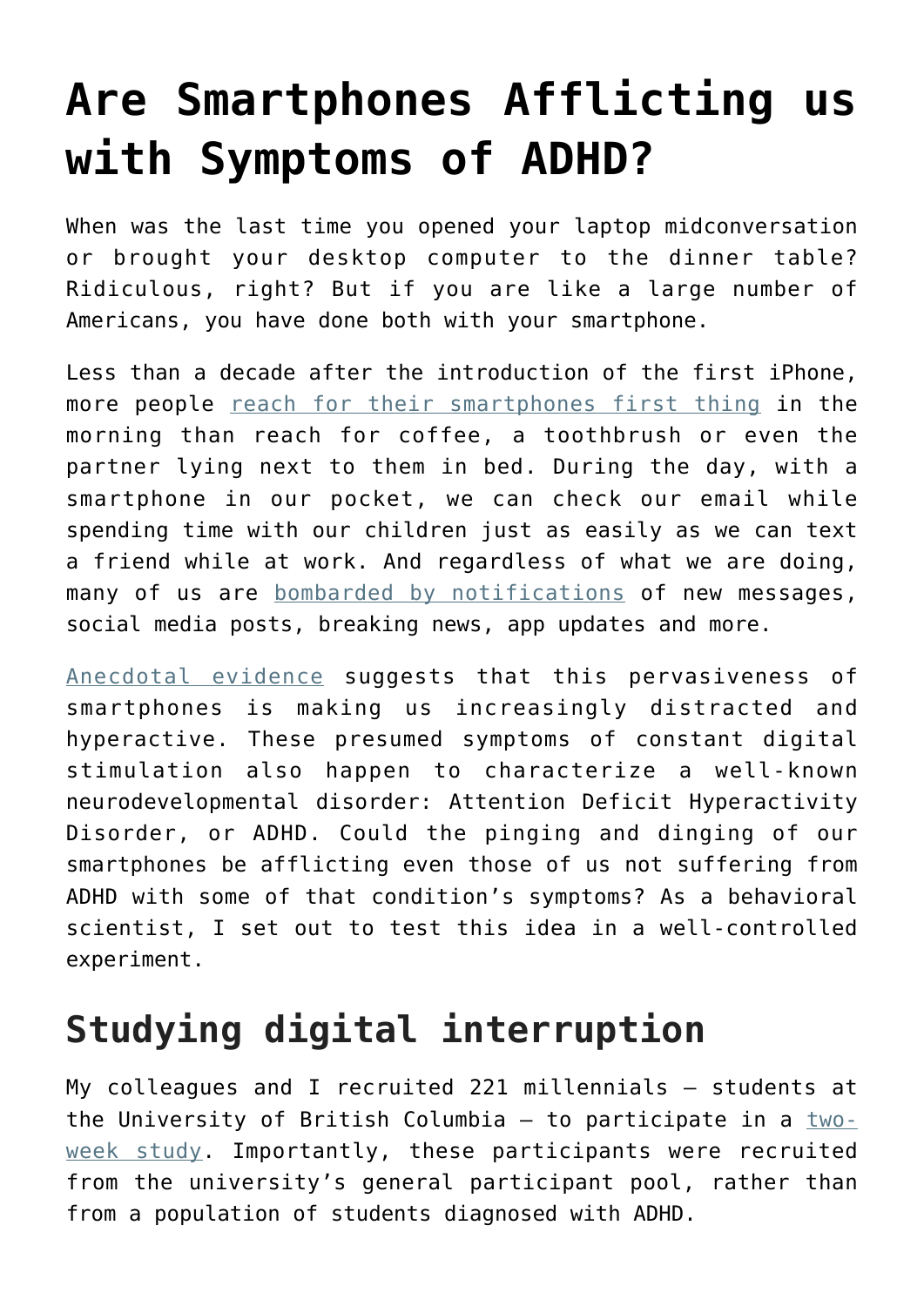# Are Smartphones Afflicting us with Symptoms of ADHD?

When was the last time you opened your laptop midconversation or brought your desktop computer to the dinner table? Ridiculous, right? But if you are like a large number of Americans, you have done both with your smartphone.

Less than a decade after the introduction of the first iPhone, more people reach for their smartphones first thing in the morning than reach for coffee, a toothbrush or even the partner lying next to them in bed. During the day, with a smartphone in our pocket, we can check our email while spending time with our children just as easily as we can text a friend while at work. And regardless of what we are doing, many of us are bombarded by notifications of new messages, social media posts, breaking news, app updates and more.

Anecdotal evidence suggests that this pervasiveness of smartphones is making us increasingly distracted and hyperactive. These presumed symptoms of constant digital stimulation also happen to characterize a well-known neurodevelopmental disorder: Attention Deficit Hyperactivity Disorder, or ADHD. Could the pinging and dinging of our smartphones be afflicting even those of us not suffering from ADHD with some of that condition's symptoms? As a behavioral scientist, I set out to test this idea in a well-controlled experiment.

## Studying digital interruption

My colleagues and I recruited 221 millennials – students at the University of British Columbia – to participate in a two-week study. Importantly, these participants were recruited from the university's general participant pool, rather than from a population of students diagnosed with ADHD.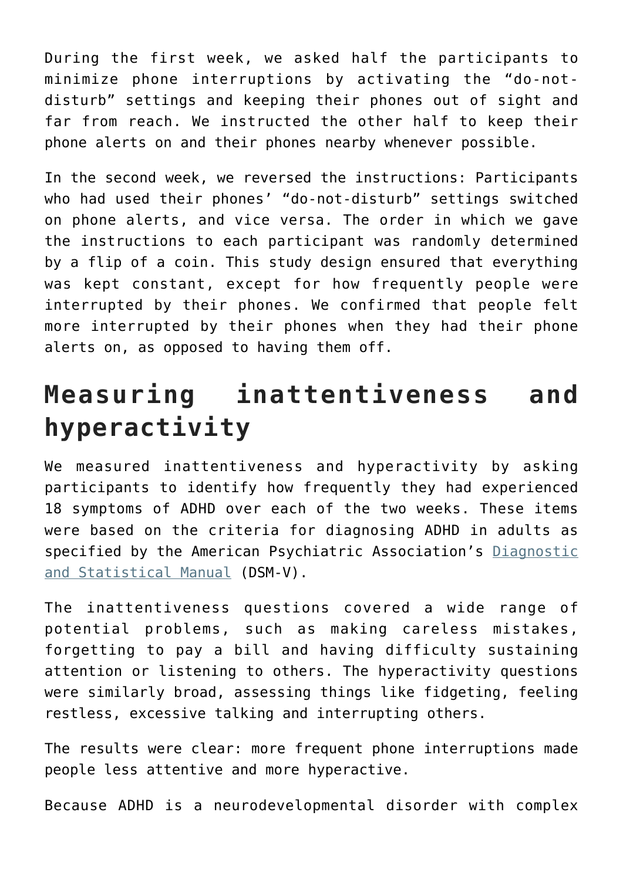During the first week, we asked half the participants to minimize phone interruptions by activating the “do-not-disturb” settings and keeping their phones out of sight and far from reach. We instructed the other half to keep their phone alerts on and their phones nearby whenever possible.

In the second week, we reversed the instructions: Participants who had used their phones’ “do-not-disturb” settings switched on phone alerts, and vice versa. The order in which we gave the instructions to each participant was randomly determined by a flip of a coin. This study design ensured that everything was kept constant, except for how frequently people were interrupted by their phones. We confirmed that people felt more interrupted by their phones when they had their phone alerts on, as opposed to having them off.

## Measuring inattentiveness and hyperactivity

We measured inattentiveness and hyperactivity by asking participants to identify how frequently they had experienced 18 symptoms of ADHD over each of the two weeks. These items were based on the criteria for diagnosing ADHD in adults as specified by the American Psychiatric Association’s [Diagnostic and Statistical Manual]() (DSM-V).

The inattentiveness questions covered a wide range of potential problems, such as making careless mistakes, forgetting to pay a bill and having difficulty sustaining attention or listening to others. The hyperactivity questions were similarly broad, assessing things like fidgeting, feeling restless, excessive talking and interrupting others.

The results were clear: more frequent phone interruptions made people less attentive and more hyperactive.

Because ADHD is a neurodevelopmental disorder with complex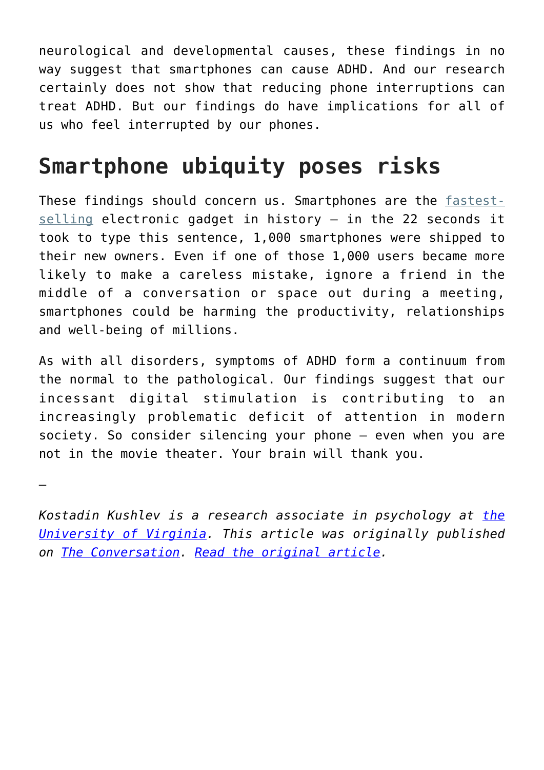neurological and developmental causes, these findings in no way suggest that smartphones can cause ADHD. And our research certainly does not show that reducing phone interruptions can treat ADHD. But our findings do have implications for all of us who feel interrupted by our phones.

## Smartphone ubiquity poses risks

These findings should concern us. Smartphones are the fastest-selling electronic gadget in history – in the 22 seconds it took to type this sentence, 1,000 smartphones were shipped to their new owners. Even if one of those 1,000 users became more likely to make a careless mistake, ignore a friend in the middle of a conversation or space out during a meeting, smartphones could be harming the productivity, relationships and well-being of millions.

As with all disorders, symptoms of ADHD form a continuum from the normal to the pathological. Our findings suggest that our incessant digital stimulation is contributing to an increasingly problematic deficit of attention in modern society. So consider silencing your phone – even when you are not in the movie theater. Your brain will thank you.

—

*Kostadin Kushlev is a research associate in psychology at the University of Virginia. This article was originally published on The Conversation. Read the original article.*